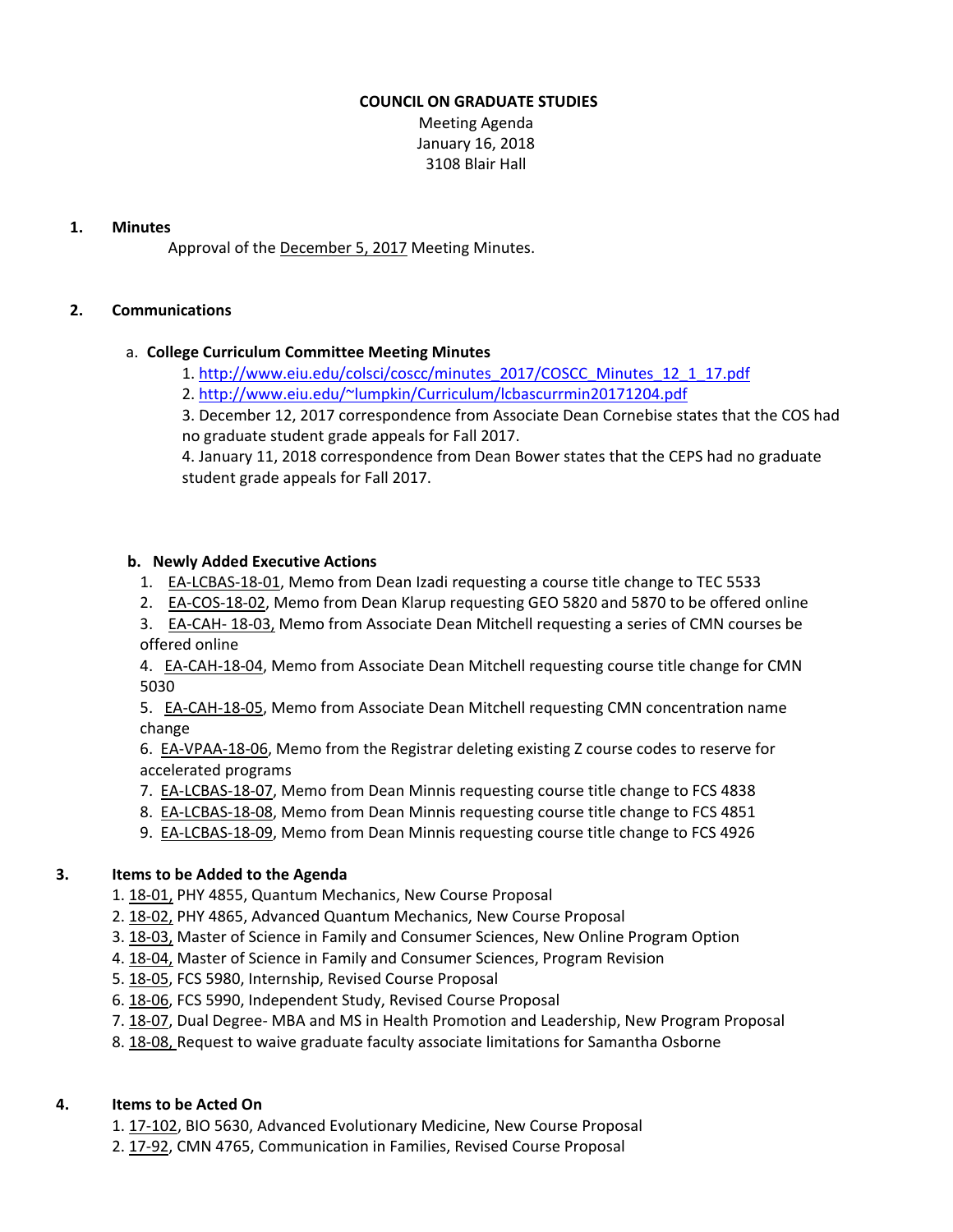# COUNCIL ON GRADUATE STUDIES

Meeting Agenda
January 16, 2018
3108 Blair Hall

## 1. Minutes

Approval of the December 5, 2017 Meeting Minutes.

## 2. Communications

### a. College Curriculum Committee Meeting Minutes

1. http://www.eiu.edu/colsci/coscc/minutes_2017/COSCC_Minutes_12_1_17.pdf
2. http://www.eiu.edu/~lumpkin/Curriculum/lcbascurrmin20171204.pdf
3. December 12, 2017 correspondence from Associate Dean Cornebise states that the COS had no graduate student grade appeals for Fall 2017.
4. January 11, 2018 correspondence from Dean Bower states that the CEPS had no graduate student grade appeals for Fall 2017.

### b. Newly Added Executive Actions

1. EA-LCBAS-18-01, Memo from Dean Izadi requesting a course title change to TEC 5533
2. EA-COS-18-02, Memo from Dean Klarup requesting GEO 5820 and 5870 to be offered online
3. EA-CAH- 18-03, Memo from Associate Dean Mitchell requesting a series of CMN courses be offered online
4. EA-CAH-18-04, Memo from Associate Dean Mitchell requesting course title change for CMN 5030
5. EA-CAH-18-05, Memo from Associate Dean Mitchell requesting CMN concentration name change
6. EA-VPAA-18-06, Memo from the Registrar deleting existing Z course codes to reserve for accelerated programs
7. EA-LCBAS-18-07, Memo from Dean Minnis requesting course title change to FCS 4838
8. EA-LCBAS-18-08, Memo from Dean Minnis requesting course title change to FCS 4851
9. EA-LCBAS-18-09, Memo from Dean Minnis requesting course title change to FCS 4926

## 3. Items to be Added to the Agenda

1. 18-01, PHY 4855, Quantum Mechanics, New Course Proposal
2. 18-02, PHY 4865, Advanced Quantum Mechanics, New Course Proposal
3. 18-03, Master of Science in Family and Consumer Sciences, New Online Program Option
4. 18-04, Master of Science in Family and Consumer Sciences, Program Revision
5. 18-05, FCS 5980, Internship, Revised Course Proposal
6. 18-06, FCS 5990, Independent Study, Revised Course Proposal
7. 18-07, Dual Degree- MBA and MS in Health Promotion and Leadership, New Program Proposal
8. 18-08, Request to waive graduate faculty associate limitations for Samantha Osborne

## 4. Items to be Acted On

1. 17-102, BIO 5630, Advanced Evolutionary Medicine, New Course Proposal
2. 17-92, CMN 4765, Communication in Families, Revised Course Proposal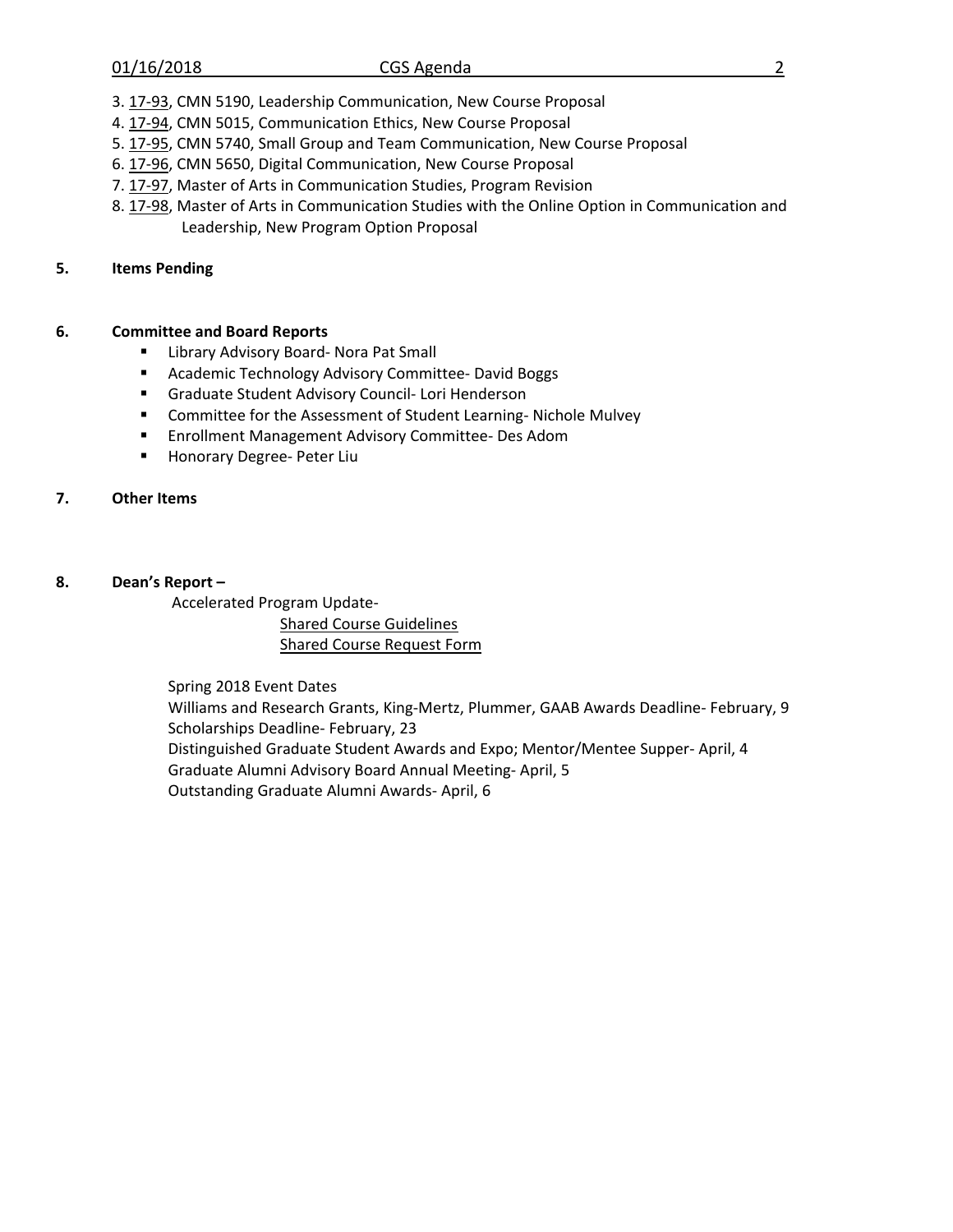3. 17-93, CMN 5190, Leadership Communication, New Course Proposal
4. 17-94, CMN 5015, Communication Ethics, New Course Proposal
5. 17-95, CMN 5740, Small Group and Team Communication, New Course Proposal
6. 17-96, CMN 5650, Digital Communication, New Course Proposal
7. 17-97, Master of Arts in Communication Studies, Program Revision
8. 17-98, Master of Arts in Communication Studies with the Online Option in Communication and Leadership, New Program Option Proposal

**5. Items Pending**

**6. Committee and Board Reports**

- Library Advisory Board- Nora Pat Small
- Academic Technology Advisory Committee- David Boggs
- Graduate Student Advisory Council- Lori Henderson
- Committee for the Assessment of Student Learning- Nichole Mulvey
- Enrollment Management Advisory Committee- Des Adom
- Honorary Degree- Peter Liu

**7. Other Items**

**8. Dean's Report –**

Accelerated Program Update-

Shared Course Guidelines

Shared Course Request Form

Spring 2018 Event Dates

Williams and Research Grants, King-Mertz, Plummer, GAAB Awards Deadline- February, 9

Scholarships Deadline- February, 23

Distinguished Graduate Student Awards and Expo; Mentor/Mentee Supper- April, 4

Graduate Alumni Advisory Board Annual Meeting- April, 5

Outstanding Graduate Alumni Awards- April, 6